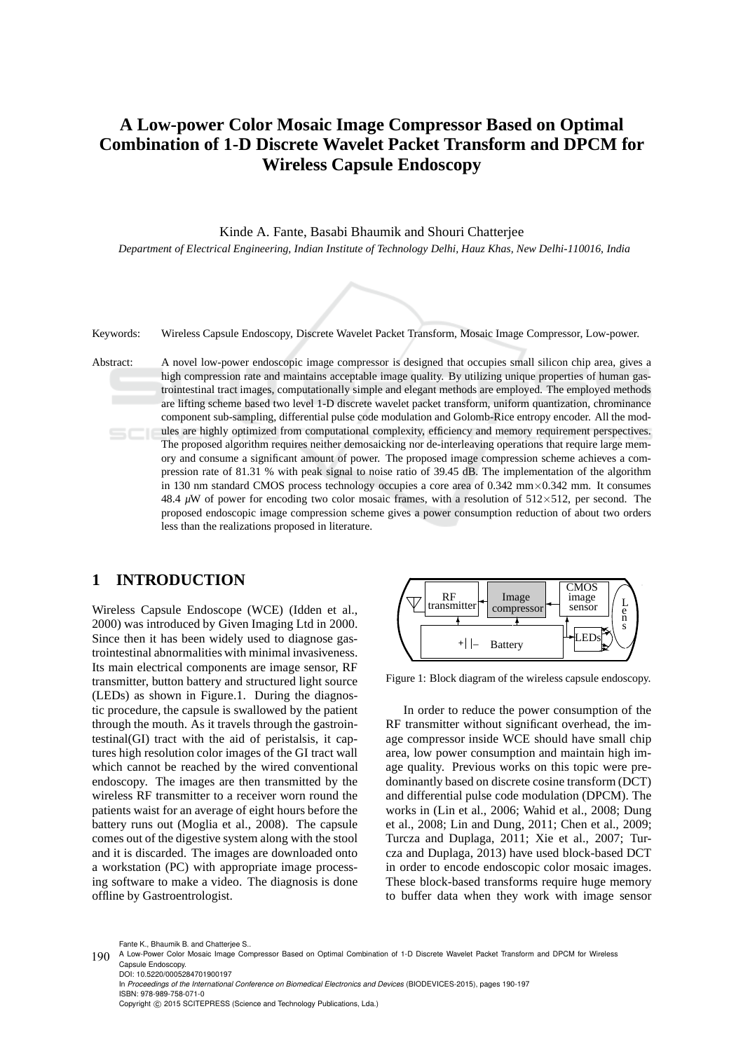# A Low-power Color Mosaic Image Compressor Based on Optimal Combination of 1-D Discrete Wavelet Packet Transform and DPCM for Wireless Capsule Endoscopy

Kinde A. Fante, Basabi Bhaumik and Shouri Chatterjee

*Department of Electrical Engineering, Indian Institute of Technology Delhi, Hauz Khas, New Delhi-110016, India*

Keywords: Wireless Capsule Endoscopy, Discrete Wavelet Packet Transform, Mosaic Image Compressor, Low-power.

Abstract: A novel low-power endoscopic image compressor is designed that occupies small silicon chip area, gives a high compression rate and maintains acceptable image quality. By utilizing unique properties of human gastrointestinal tract images, computationally simple and elegant methods are employed. The employed methods are lifting scheme based two level 1-D discrete wavelet packet transform, uniform quantization, chrominance component sub-sampling, differential pulse code modulation and Golomb-Rice entropy encoder. All the modules are highly optimized from computational complexity, efficiency and memory requirement perspectives. The proposed algorithm requires neither demosaicking nor de-interleaving operations that require large memory and consume a significant amount of power. The proposed image compression scheme achieves a compression rate of 81.31 % with peak signal to noise ratio of 39.45 dB. The implementation of the algorithm in 130 nm standard CMOS process technology occupies a core area of 0.342 mm$\times$0.342 mm. It consumes 48.4 $\mu$W of power for encoding two color mosaic frames, with a resolution of 512$\times$512, per second. The proposed endoscopic image compression scheme gives a power consumption reduction of about two orders less than the realizations proposed in literature.

## 1 INTRODUCTION

Wireless Capsule Endoscope (WCE) (Idden et al., 2000) was introduced by Given Imaging Ltd in 2000. Since then it has been widely used to diagnose gastrointestinal abnormalities with minimal invasiveness. Its main electrical components are image sensor, RF transmitter, button battery and structured light source (LEDs) as shown in Figure.1. During the diagnostic procedure, the capsule is swallowed by the patient through the mouth. As it travels through the gastrointestinal(GI) tract with the aid of peristalsis, it captures high resolution color images of the GI tract wall which cannot be reached by the wired conventional endoscopy. The images are then transmitted by the wireless RF transmitter to a receiver worn round the patients waist for an average of eight hours before the battery runs out (Moglia et al., 2008). The capsule comes out of the digestive system along with the stool and it is discarded. The images are downloaded onto a workstation (PC) with appropriate image processing software to make a video. The diagnosis is done offline by Gastroentrologist.

Figure 1: Block diagram of the wireless capsule endoscopy.

In order to reduce the power consumption of the RF transmitter without significant overhead, the image compressor inside WCE should have small chip area, low power consumption and maintain high image quality. Previous works on this topic were predominantly based on discrete cosine transform (DCT) and differential pulse code modulation (DPCM). The works in (Lin et al., 2006; Wahid et al., 2008; Dung et al., 2008; Lin and Dung, 2011; Chen et al., 2009; Turcza and Duplaga, 2011; Xie et al., 2007; Turcza and Duplaga, 2013) have used block-based DCT in order to encode endoscopic color mosaic images. These block-based transforms require huge memory to buffer data when they work with image sensor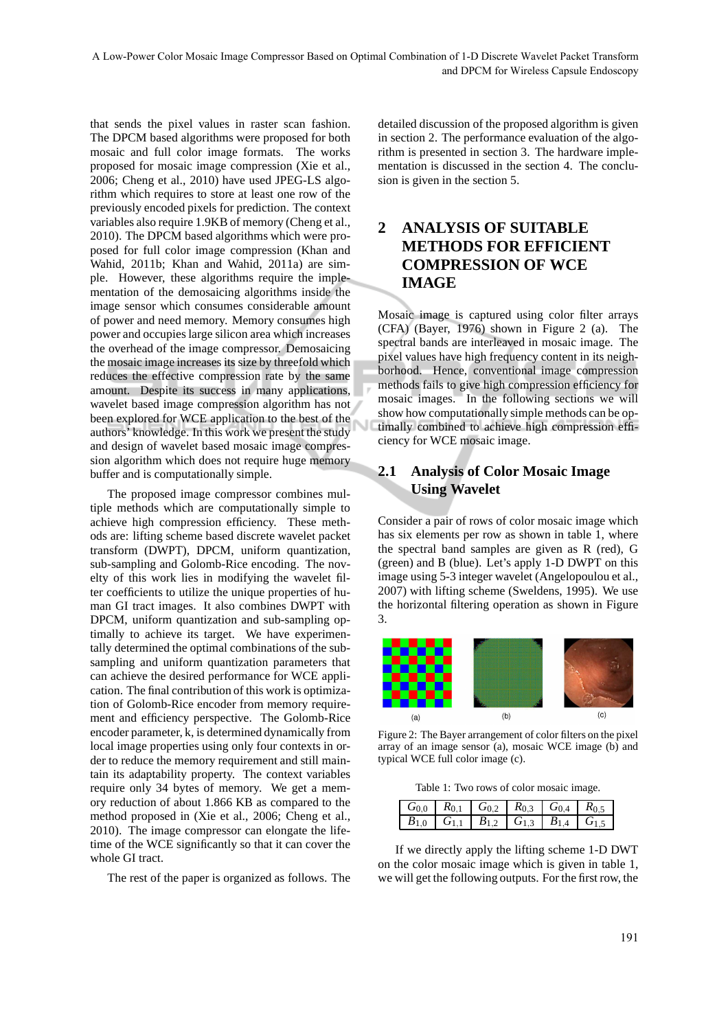that sends the pixel values in raster scan fashion. The DPCM based algorithms were proposed for both mosaic and full color image formats. The works proposed for mosaic image compression (Xie et al., 2006; Cheng et al., 2010) have used JPEG-LS algorithm which requires to store at least one row of the previously encoded pixels for prediction. The context variables also require 1.9KB of memory (Cheng et al., 2010). The DPCM based algorithms which were proposed for full color image compression (Khan and Wahid, 2011b; Khan and Wahid, 2011a) are simple. However, these algorithms require the implementation of the demosaicing algorithms inside the image sensor which consumes considerable amount of power and need memory. Memory consumes high power and occupies large silicon area which increases the overhead of the image compressor. Demosaicing the mosaic image increases its size by threefold which reduces the effective compression rate by the same amount. Despite its success in many applications, wavelet based image compression algorithm has not been explored for WCE application to the best of the authors' knowledge. In this work we present the study and design of wavelet based mosaic image compression algorithm which does not require huge memory buffer and is computationally simple.

The proposed image compressor combines multiple methods which are computationally simple to achieve high compression efficiency. These methods are: lifting scheme based discrete wavelet packet transform (DWPT), DPCM, uniform quantization, sub-sampling and Golomb-Rice encoding. The novelty of this work lies in modifying the wavelet filter coefficients to utilize the unique properties of human GI tract images. It also combines DWPT with DPCM, uniform quantization and sub-sampling optimally to achieve its target. We have experimentally determined the optimal combinations of the sub-sampling and uniform quantization parameters that can achieve the desired performance for WCE application. The final contribution of this work is optimization of Golomb-Rice encoder from memory requirement and efficiency perspective. The Golomb-Rice encoder parameter, k, is determined dynamically from local image properties using only four contexts in order to reduce the memory requirement and still maintain its adaptability property. The context variables require only 34 bytes of memory. We get a memory reduction of about 1.866 KB as compared to the method proposed in (Xie et al., 2006; Cheng et al., 2010). The image compressor can elongate the lifetime of the WCE significantly so that it can cover the whole GI tract.

The rest of the paper is organized as follows. The detailed discussion of the proposed algorithm is given in section 2. The performance evaluation of the algorithm is presented in section 3. The hardware implementation is discussed in the section 4. The conclusion is given in the section 5.

## 2 ANALYSIS OF SUITABLE METHODS FOR EFFICIENT COMPRESSION OF WCE IMAGE

Mosaic image is captured using color filter arrays (CFA) (Bayer, 1976) shown in Figure 2 (a). The spectral bands are interleaved in mosaic image. The pixel values have high frequency content in its neighborhood. Hence, conventional image compression methods fails to give high compression efficiency for mosaic images. In the following sections we will show how computationally simple methods can be optimally combined to achieve high compression efficiency for WCE mosaic image.

### 2.1 Analysis of Color Mosaic Image Using Wavelet

Consider a pair of rows of color mosaic image which has six elements per row as shown in table 1, where the spectral band samples are given as R (red), G (green) and B (blue). Let's apply 1-D DWPT on this image using 5-3 integer wavelet (Angelopoulou et al., 2007) with lifting scheme (Sweldens, 1995). We use the horizontal filtering operation as shown in Figure 3.

(a) (b) (c)

Figure 2: The Bayer arrangement of color filters on the pixel array of an image sensor (a), mosaic WCE image (b) and typical WCE full color image (c).

Table 1: Two rows of color mosaic image.

| $G_{0,0}$ | $R_{0,1}$ | $G_{0,2}$ | $R_{0,3}$ | $G_{0,4}$ | $R_{0,5}$ |
|---|---|---|---|---|---|
| $B_{1,0}$ | $G_{1,1}$ | $B_{1,2}$ | $G_{1,3}$ | $B_{1,4}$ | $G_{1,5}$ |

If we directly apply the lifting scheme 1-D DWT on the color mosaic image which is given in table 1, we will get the following outputs. For the first row, the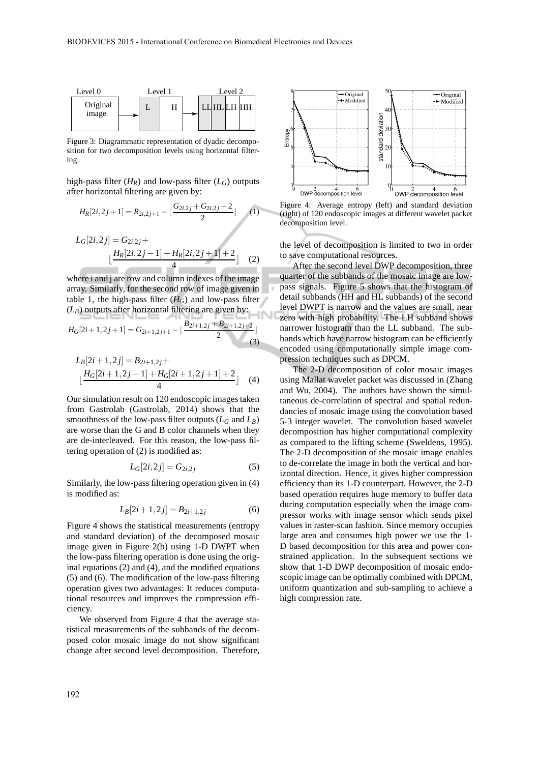Figure 3: Diagrammatic representation of dyadic decomposition for two decomposition levels using horizontal filtering.

high-pass filter ($H_R$) and low-pass filter ($L_G$) outputs after horizontal filtering are given by:

$$H_R[2i,2j+1] = R_{2i,2j+1} - \lfloor \frac{G_{2i,2j} + G_{2i,2j+2}}{2} \rfloor \quad (1)$$

$$L_G[2i,2j] = G_{2i,2j} + \lfloor \frac{H_R[2i,2j-1] + H_R[2i,2j+1] + 2}{4} \rfloor \quad (2)$$

where i and j are row and column indexes of the image array. Similarly, for the second row of image given in table 1, the high-pass filter ($H_G$) and low-pass filter ($L_B$) outputs after horizontal filtering are given by:

$$H_G[2i+1,2j+1] = G_{2i+1,2j+1} - \lfloor \frac{B_{2i+1,2j} + B_{2i+1,2j+2}}{2} \rfloor \quad (3)$$

$$L_B[2i+1,2j] = B_{2i+1,2j} + \lfloor \frac{H_G[2i+1,2j-1] + H_G[2i+1,2j+1] + 2}{4} \rfloor \quad (4)$$

Our simulation result on 120 endoscopic images taken from Gastrolab (Gastrolab, 2014) shows that the smoothness of the low-pass filter outputs ($L_G$ and $L_B$) are worse than the G and B color channels when they are de-interleaved. For this reason, the low-pass filtering operation of (2) is modified as:

$$L_G[2i,2j] = G_{2i,2j} \quad (5)$$

Similarly, the low-pass filtering operation given in (4) is modified as:

$$L_B[2i+1,2j] = B_{2i+1,2j} \quad (6)$$

Figure 4 shows the statistical measurements (entropy and standard deviation) of the decomposed mosaic image given in Figure 2(b) using 1-D DWPT when the low-pass filtering operation is done using the original equations (2) and (4), and the modified equations (5) and (6). The modification of the low-pass filtering operation gives two advantages: It reduces computational resources and improves the compression efficiency.

We observed from Figure 4 that the average statistical measurements of the subbands of the decomposed color mosaic image do not show significant change after second level decomposition. Therefore, the level of decomposition is limited to two in order to save computational resources.

Figure 4: Average entropy (left) and standard deviation (right) of 120 endoscopic images at different wavelet packet decomposition level.

After the second level DWP decomposition, three quarter of the subbands of the mosaic image are low-pass signals. Figure 5 shows that the histogram of detail subbands (HH and HL subbands) of the second level DWPT is narrow and the values are small, near zero with high probability. The LH subband shows narrower histogram than the LL subband. The subbands which have narrow histogram can be efficiently encoded using computationally simple image compression techniques such as DPCM.

The 2-D decomposition of color mosaic images using Mallat wavelet packet was discussed in (Zhang and Wu, 2004). The authors have shown the simultaneous de-correlation of spectral and spatial redundancies of mosaic image using the convolution based 5-3 integer wavelet. The convolution based wavelet decomposition has higher computational complexity as compared to the lifting scheme (Sweldens, 1995). The 2-D decomposition of the mosaic image enables to de-correlate the image in both the vertical and horizontal direction. Hence, it gives higher compression efficiency than its 1-D counterpart. However, the 2-D based operation requires huge memory to buffer data during computation especially when the image compressor works with image sensor which sends pixel values in raster-scan fashion. Since memory occupies large area and consumes high power we use the 1-D based decomposition for this area and power constrained application. In the subsequent sections we show that 1-D DWP decomposition of mosaic endoscopic image can be optimally combined with DPCM, uniform quantization and sub-sampling to achieve a high compression rate.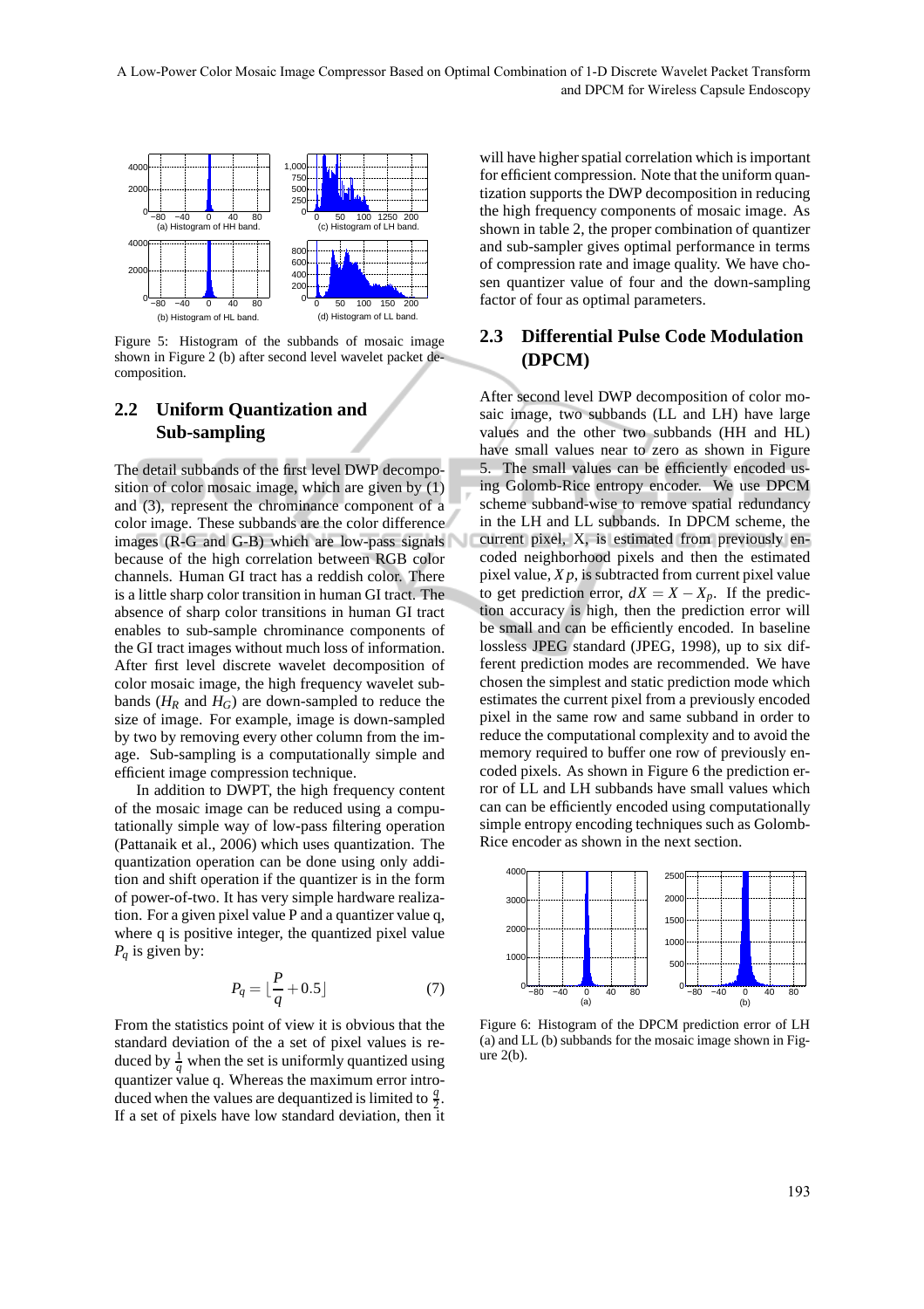Figure 5: Histogram of the subbands of mosaic image shown in Figure 2 (b) after second level wavelet packet decomposition.

## 2.2 Uniform Quantization and Sub-sampling

The detail subbands of the first level DWP decomposition of color mosaic image, which are given by (1) and (3), represent the chrominance component of a color image. These subbands are the color difference images (R-G and G-B) which are low-pass signals because of the high correlation between RGB color channels. Human GI tract has a reddish color. There is a little sharp color transition in human GI tract. The absence of sharp color transitions in human GI tract enables to sub-sample chrominance components of the GI tract images without much loss of information. After first level discrete wavelet decomposition of color mosaic image, the high frequency wavelet subbands ($H_R$ and $H_G$) are down-sampled to reduce the size of image. For example, image is down-sampled by two by removing every other column from the image. Sub-sampling is a computationally simple and efficient image compression technique.

In addition to DWPT, the high frequency content of the mosaic image can be reduced using a computationally simple way of low-pass filtering operation (Pattanaik et al., 2006) which uses quantization. The quantization operation can be done using only addition and shift operation if the quantizer is in the form of power-of-two. It has very simple hardware realization. For a given pixel value P and a quantizer value q, where q is positive integer, the quantized pixel value $P_q$ is given by:

$$P_q = \lfloor \frac{P}{q} + 0.5 \rfloor \qquad (7)$$

From the statistics point of view it is obvious that the standard deviation of the a set of pixel values is reduced by $\frac{1}{q}$ when the set is uniformly quantized using quantizer value q. Whereas the maximum error introduced when the values are dequantized is limited to $\frac{q}{2}$. If a set of pixels have low standard deviation, then it will have higher spatial correlation which is important for efficient compression. Note that the uniform quantization supports the DWP decomposition in reducing the high frequency components of mosaic image. As shown in table 2, the proper combination of quantizer and sub-sampler gives optimal performance in terms of compression rate and image quality. We have chosen quantizer value of four and the down-sampling factor of four as optimal parameters.

## 2.3 Differential Pulse Code Modulation (DPCM)

After second level DWP decomposition of color mosaic image, two subbands (LL and LH) have large values and the other two subbands (HH and HL) have small values near to zero as shown in Figure 5. The small values can be efficiently encoded using Golomb-Rice entropy encoder. We use DPCM scheme subband-wise to remove spatial redundancy in the LH and LL subbands. In DPCM scheme, the current pixel, X, is estimated from previously encoded neighborhood pixels and then the estimated pixel value, $X p$, is subtracted from current pixel value to get prediction error, $dX = X - X_p$. If the prediction accuracy is high, then the prediction error will be small and can be efficiently encoded. In baseline lossless JPEG standard (JPEG, 1998), up to six different prediction modes are recommended. We have chosen the simplest and static prediction mode which estimates the current pixel from a previously encoded pixel in the same row and same subband in order to reduce the computational complexity and to avoid the memory required to buffer one row of previously encoded pixels. As shown in Figure 6 the prediction error of LL and LH subbands have small values which can can be efficiently encoded using computationally simple entropy encoding techniques such as Golomb-Rice encoder as shown in the next section.

Figure 6: Histogram of the DPCM prediction error of LH (a) and LL (b) subbands for the mosaic image shown in Figure 2(b).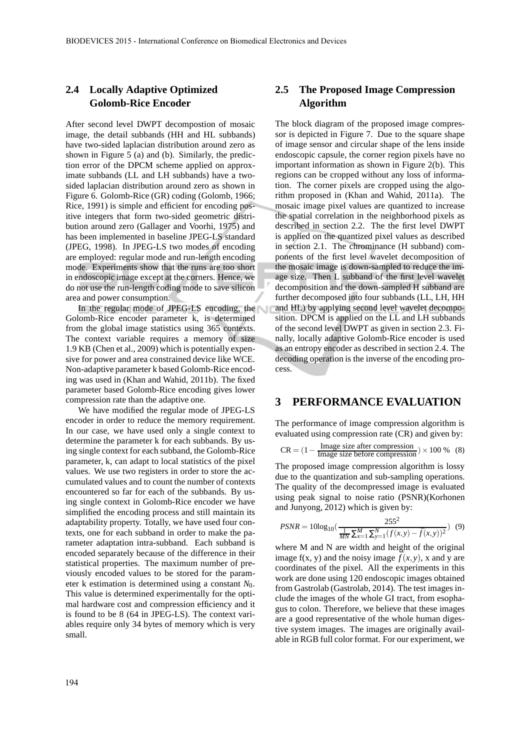### 2.4 Locally Adaptive Optimized Golomb-Rice Encoder

After second level DWPT decompostion of mosaic image, the detail subbands (HH and HL subbands) have two-sided laplacian distribution around zero as shown in Figure 5 (a) and (b). Similarly, the prediction error of the DPCM scheme applied on approximate subbands (LL and LH subbands) have a two-sided laplacian distribution around zero as shown in Figure 6. Golomb-Rice (GR) coding (Golomb, 1966; Rice, 1991) is simple and efficient for encoding positive integers that form two-sided geometric distribution around zero (Gallager and Voorhi, 1975) and has been implemented in baseline JPEG-LS standard (JPEG, 1998). In JPEG-LS two modes of encoding are employed: regular mode and run-length encoding mode. Experiments show that the runs are too short in endoscopic image except at the corners. Hence, we do not use the run-length coding mode to save silicon area and power consumption.

In the regular mode of JPEG-LS encoding, the Golomb-Rice encoder parameter k, is determined from the global image statistics using 365 contexts. The context variable requires a memory of size 1.9 KB (Chen et al., 2009) which is potentially expensive for power and area constrained device like WCE. Non-adaptive parameter k based Golomb-Rice encoding was used in (Khan and Wahid, 2011b). The fixed parameter based Golomb-Rice encoding gives lower compression rate than the adaptive one.

We have modified the regular mode of JPEG-LS encoder in order to reduce the memory requirement. In our case, we have used only a single context to determine the parameter k for each subbands. By using single context for each subband, the Golomb-Rice parameter, k, can adapt to local statistics of the pixel values. We use two registers in order to store the accumulated values and to count the number of contexts encountered so far for each of the subbands. By using single context in Golomb-Rice encoder we have simplified the encoding process and still maintain its adaptability property. Totally, we have used four contexts, one for each subband in order to make the parameter adaptation intra-subband. Each subband is encoded separately because of the difference in their statistical properties. The maximum number of previously encoded values to be stored for the parameter k estimation is determined using a constant $N_0$. This value is determined experimentally for the optimal hardware cost and compression efficiency and it is found to be 8 (64 in JPEG-LS). The context variables require only 34 bytes of memory which is very small.

### 2.5 The Proposed Image Compression Algorithm

The block diagram of the proposed image compressor is depicted in Figure 7. Due to the square shape of image sensor and circular shape of the lens inside endoscopic capsule, the corner region pixels have no important information as shown in Figure 2(b). This regions can be cropped without any loss of information. The corner pixels are cropped using the algorithm proposed in (Khan and Wahid, 2011a). The mosaic image pixel values are quantized to increase the spatial correlation in the neighborhood pixels as described in section 2.2. The the first level DWPT is applied on the quantized pixel values as described in section 2.1. The chrominance (H subband) components of the first level wavelet decomposition of the mosaic image is down-sampled to reduce the image size. Then L subband of the first level wavelet decomposition and the down-sampled H subband are further decomposed into four subbands (LL, LH, HH and HL) by applying second level wavelet decomposition. DPCM is applied on the LL and LH subbands of the second level DWPT as given in section 2.3. Finally, locally adaptive Golomb-Rice encoder is used as an entropy encoder as described in section 2.4. The decoding operation is the inverse of the encoding process.

## 3 PERFORMANCE EVALUATION

The performance of image compression algorithm is evaluated using compression rate (CR) and given by:

$$\text{CR} = \left(1 - \frac{\text{Image size after compression}}{\text{Image size before compression}}\right) \times 100\ \% \quad (8)$$

The proposed image compression algorithm is lossy due to the quantization and sub-sampling operations. The quality of the decompressed image is evaluated using peak signal to noise ratio (PSNR)(Korhonen and Junyong, 2012) which is given by:

$$PSNR = 10\log_{10}\left(\frac{255^2}{\frac{1}{MN}\sum_{x=1}^{M}\sum_{y=1}^{N}(f(x,y) - \bar{f}(x,y))^2}\right) \quad (9)$$

where M and N are width and height of the original image f(x, y) and the noisy image $\bar{f}(x,y)$, x and y are coordinates of the pixel. All the experiments in this work are done using 120 endoscopic images obtained from Gastrolab (Gastrolab, 2014). The test images include the images of the whole GI tract, from esophagus to colon. Therefore, we believe that these images are a good representative of the whole human digestive system images. The images are originally available in RGB full color format. For our experiment, we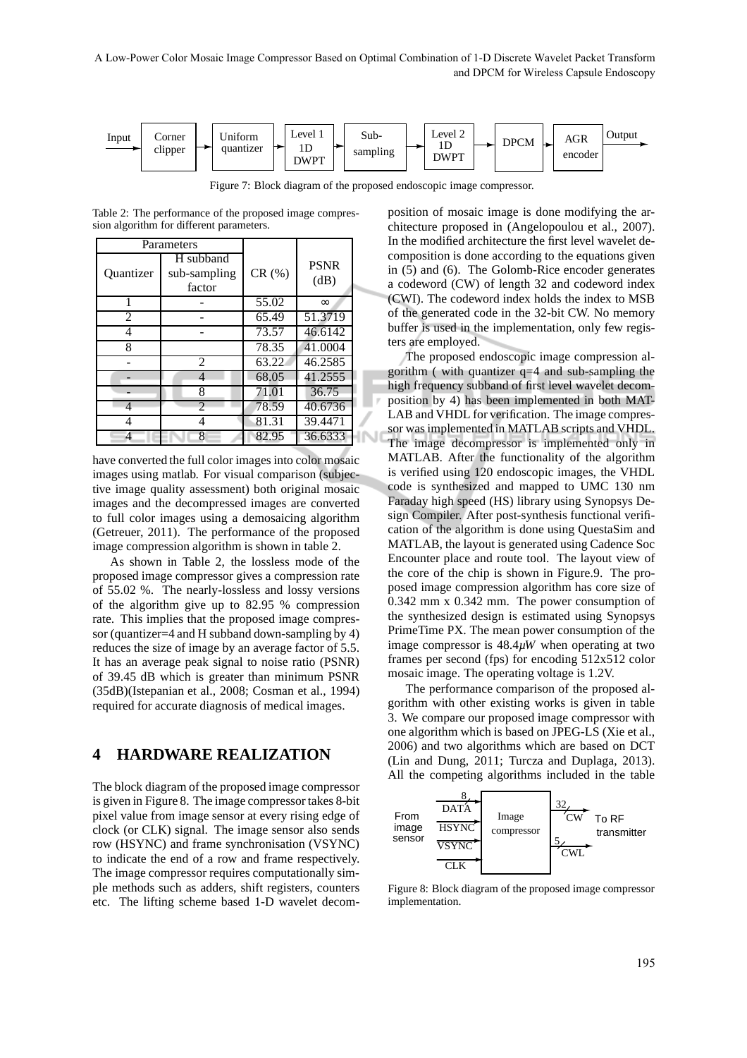Input → Corner clipper → Uniform quantizer → Level 1 1D DWPT → Sub-sampling → Level 2 1D DWPT → DPCM → AGR encoder → Output

Figure 7: Block diagram of the proposed endoscopic image compressor.

Table 2: The performance of the proposed image compression algorithm for different parameters.

| Parameters | | CR (%) | PSNR (dB) |
|---|---|---|---|
| Quantizer | H subband sub-sampling factor | | |
| 1 | - | 55.02 | ∞ |
| 2 | - | 65.49 | 51.3719 |
| 4 | - | 73.57 | 46.6142 |
| 8 | | 78.35 | 41.0004 |
| - | 2 | 63.22 | 46.2585 |
| - | 4 | 68.05 | 41.2555 |
| - | 8 | 71.01 | 36.75 |
| 4 | 2 | 78.59 | 40.6736 |
| 4 | 4 | 81.31 | 39.4471 |
| 4 | 8 | 82.95 | 36.6333 |

have converted the full color images into color mosaic images using matlab. For visual comparison (subjective image quality assessment) both original mosaic images and the decompressed images are converted to full color images using a demosaicing algorithm (Getreuer, 2011). The performance of the proposed image compression algorithm is shown in table 2.

As shown in Table 2, the lossless mode of the proposed image compressor gives a compression rate of 55.02 %. The nearly-lossless and lossy versions of the algorithm give up to 82.95 % compression rate. This implies that the proposed image compressor (quantizer=4 and H subband down-sampling by 4) reduces the size of image by an average factor of 5.5. It has an average peak signal to noise ratio (PSNR) of 39.45 dB which is greater than minimum PSNR (35dB)(Istepanian et al., 2008; Cosman et al., 1994) required for accurate diagnosis of medical images.

## 4 HARDWARE REALIZATION

The block diagram of the proposed image compressor is given in Figure 8. The image compressor takes 8-bit pixel value from image sensor at every rising edge of clock (or CLK) signal. The image sensor also sends row (HSYNC) and frame synchronisation (VSYNC) to indicate the end of a row and frame respectively. The image compressor requires computationally simple methods such as adders, shift registers, counters etc. The lifting scheme based 1-D wavelet decomposition of mosaic image is done modifying the architecture proposed in (Angelopoulou et al., 2007). In the modified architecture the first level wavelet decomposition is done according to the equations given in (5) and (6). The Golomb-Rice encoder generates a codeword (CW) of length 32 and codeword index (CWI). The codeword index holds the index to MSB of the generated code in the 32-bit CW. No memory buffer is used in the implementation, only few registers are employed.

The proposed endoscopic image compression algorithm ( with quantizer q=4 and sub-sampling the high frequency subband of first level wavelet decomposition by 4) has been implemented in both MATLAB and VHDL for verification. The image compressor was implemented in MATLAB scripts and VHDL. The image decompressor is implemented only in MATLAB. After the functionality of the algorithm is verified using 120 endoscopic images, the VHDL code is synthesized and mapped to UMC 130 nm Faraday high speed (HS) library using Synopsys Design Compiler. After post-synthesis functional verification of the algorithm is done using QuestaSim and MATLAB, the layout is generated using Cadence Soc Encounter place and route tool. The layout view of the core of the chip is shown in Figure.9. The proposed image compression algorithm has core size of 0.342 mm x 0.342 mm. The power consumption of the synthesized design is estimated using Synopsys PrimeTime PX. The mean power consumption of the image compressor is $48.4\mu W$ when operating at two frames per second (fps) for encoding 512x512 color mosaic image. The operating voltage is 1.2V.

The performance comparison of the proposed algorithm with other existing works is given in table 3. We compare our proposed image compressor with one algorithm which is based on JPEG-LS (Xie et al., 2006) and two algorithms which are based on DCT (Lin and Dung, 2011; Turcza and Duplaga, 2013). All the competing algorithms included in the table

From image sensor: DATA (8), HSYNC, VSYNC, CLK → Image compressor → CW (32), CWL (5) → To RF transmitter

Figure 8: Block diagram of the proposed image compressor implementation.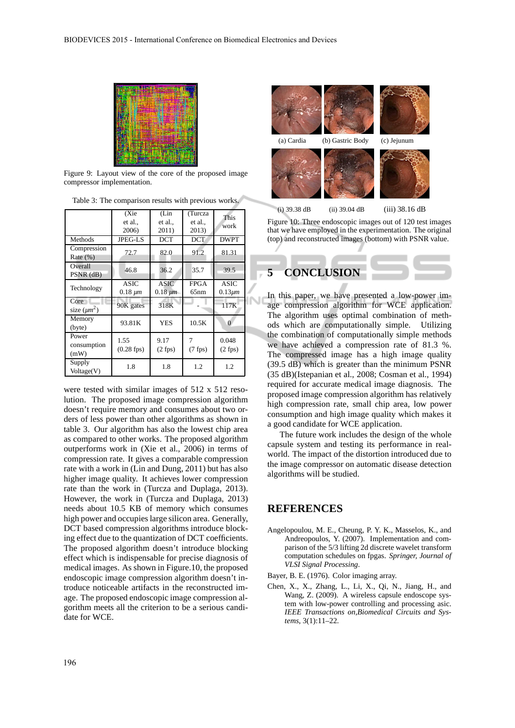Figure 9: Layout view of the core of the proposed image compressor implementation.

Table 3: The comparison results with previous works.

| | (Xie et al., 2006) | (Lin et al., 2011) | (Turcza et al., 2013) | This work |
|---|---|---|---|---|
| Methods | JPEG-LS | DCT | DCT | DWPT |
| Compression Rate (%) | 72.7 | 82.0 | 91.2 | 81.31 |
| Overall PSNR (dB) | 46.8 | 36.2 | 35.7 | 39.5 |
| Technology | ASIC 0.18 $\mu m$ | ASIC 0.18 $\mu m$ | FPGA 65nm | ASIC 0.13$\mu m$ |
| Core size ($\mu m^2$) | 90K gates | 318K | - | 117K |
| Memory (byte) | 93.81K | YES | 10.5K | 0 |
| Power consumption (mW) | 1.55 (0.28 fps) | 9.17 (2 fps) | 7 (7 fps) | 0.048 (2 fps) |
| Supply Voltage(V) | 1.8 | 1.8 | 1.2 | 1.2 |

were tested with similar images of 512 x 512 resolution. The proposed image compression algorithm doesn't require memory and consumes about two orders of less power than other algorithms as shown in table 3. Our algorithm has also the lowest chip area as compared to other works. The proposed algorithm outperforms work in (Xie et al., 2006) in terms of compression rate. It gives a comparable compression rate with a work in (Lin and Dung, 2011) but has also higher image quality. It achieves lower compression rate than the work in (Turcza and Duplaga, 2013). However, the work in (Turcza and Duplaga, 2013) needs about 10.5 KB of memory which consumes high power and occupies large silicon area. Generally, DCT based compression algorithms introduce blocking effect due to the quantization of DCT coefficients. The proposed algorithm doesn't introduce blocking effect which is indispensable for precise diagnosis of medical images. As shown in Figure.10, the proposed endoscopic image compression algorithm doesn't introduce noticeable artifacts in the reconstructed image. The proposed endoscopic image compression algorithm meets all the criterion to be a serious candidate for WCE.

(a) Cardia (b) Gastric Body (c) Jejunum

(i) 39.38 dB (ii) 39.04 dB (iii) 38.16 dB

Figure 10: Three endoscopic images out of 120 test images that we have employed in the experimentation. The original (top) and reconstructed images (bottom) with PSNR value.

## 5 CONCLUSION

In this paper, we have presented a low-power image compression algorithm for WCE application. The algorithm uses optimal combination of methods which are computationally simple. Utilizing the combination of computationally simple methods we have achieved a compression rate of 81.3 %. The compressed image has a high image quality (39.5 dB) which is greater than the minimum PSNR (35 dB)(Istepanian et al., 2008; Cosman et al., 1994) required for accurate medical image diagnosis. The proposed image compression algorithm has relatively high compression rate, small chip area, low power consumption and high image quality which makes it a good candidate for WCE application.

The future work includes the design of the whole capsule system and testing its performance in real-world. The impact of the distortion introduced due to the image compressor on automatic disease detection algorithms will be studied.

## REFERENCES

Angelopoulou, M. E., Cheung, P. Y. K., Masselos, K., and Andreopoulos, Y. (2007). Implementation and comparison of the 5/3 lifting 2d discrete wavelet transform computation schedules on fpgas. *Springer, Journal of VLSI Signal Processing*.

Bayer, B. E. (1976). Color imaging array.

Chen, X., X., Zhang, L., Li, X., Qi, N., Jiang, H., and Wang, Z. (2009). A wireless capsule endoscope system with low-power controlling and processing asic. *IEEE Transactions on,Biomedical Circuits and Systems*, 3(1):11–22.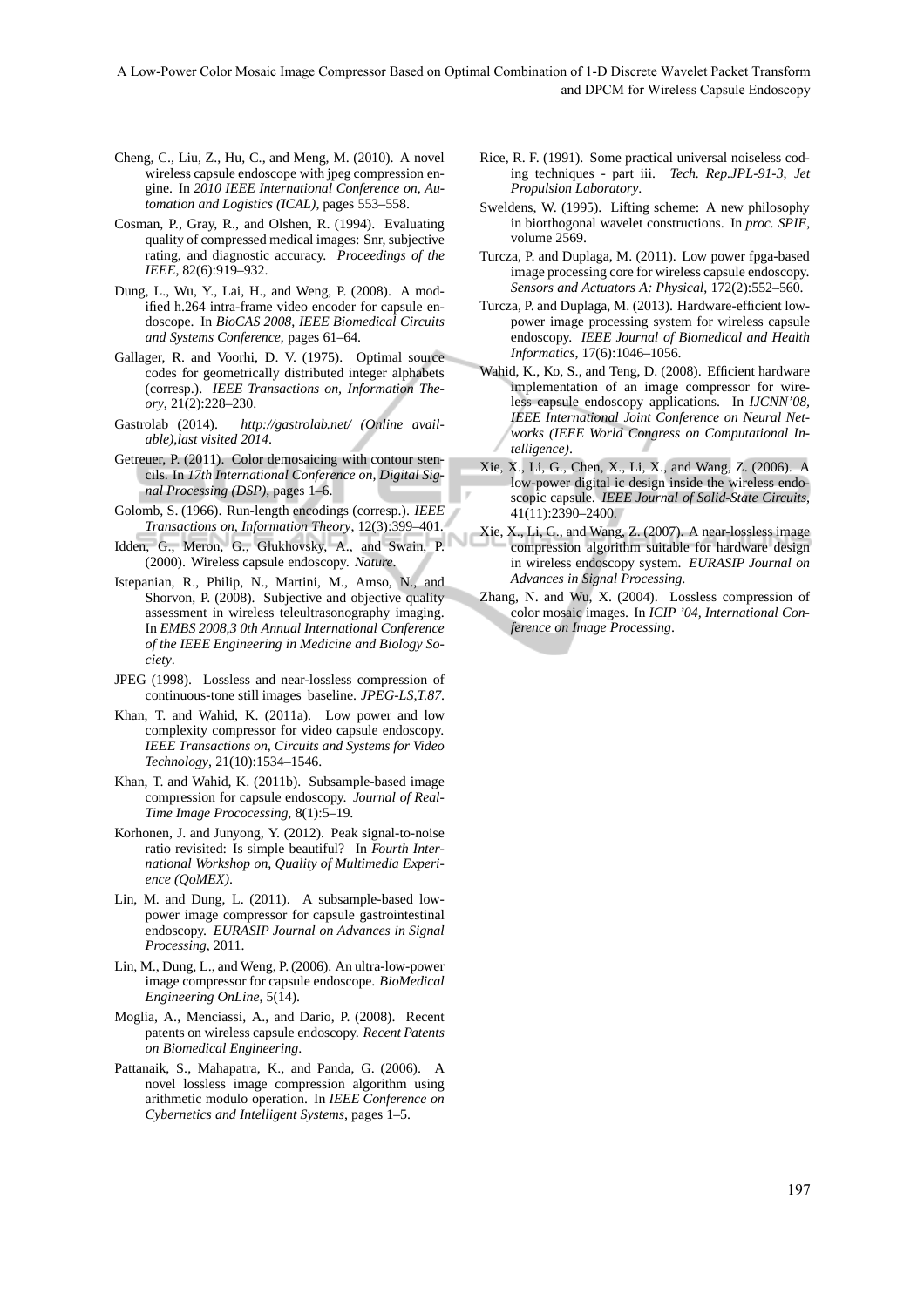Cheng, C., Liu, Z., Hu, C., and Meng, M. (2010). A novel wireless capsule endoscope with jpeg compression engine. In *2010 IEEE International Conference on, Automation and Logistics (ICAL)*, pages 553–558.

Cosman, P., Gray, R., and Olshen, R. (1994). Evaluating quality of compressed medical images: Snr, subjective rating, and diagnostic accuracy. *Proceedings of the IEEE*, 82(6):919–932.

Dung, L., Wu, Y., Lai, H., and Weng, P. (2008). A modified h.264 intra-frame video encoder for capsule endoscope. In *BioCAS 2008, IEEE Biomedical Circuits and Systems Conference*, pages 61–64.

Gallager, R. and Voorhi, D. V. (1975). Optimal source codes for geometrically distributed integer alphabets (corresp.). *IEEE Transactions on, Information Theory*, 21(2):228–230.

Gastrolab (2014). *http://gastrolab.net/ (Online available),last visited 2014*.

Getreuer, P. (2011). Color demosaicing with contour stencils. In *17th International Conference on, Digital Signal Processing (DSP)*, pages 1–6.

Golomb, S. (1966). Run-length encodings (corresp.). *IEEE Transactions on, Information Theory*, 12(3):399–401.

Idden, G., Meron, G., Glukhovsky, A., and Swain, P. (2000). Wireless capsule endoscopy. *Nature*.

Istepanian, R., Philip, N., Martini, M., Amso, N., and Shorvon, P. (2008). Subjective and objective quality assessment in wireless teleultrasonography imaging. In *EMBS 2008,3 0th Annual International Conference of the IEEE Engineering in Medicine and Biology Society*.

JPEG (1998). Lossless and near-lossless compression of continuous-tone still images baseline. *JPEG-LS,T.87*.

Khan, T. and Wahid, K. (2011a). Low power and low complexity compressor for video capsule endoscopy. *IEEE Transactions on, Circuits and Systems for Video Technology*, 21(10):1534–1546.

Khan, T. and Wahid, K. (2011b). Subsample-based image compression for capsule endoscopy. *Journal of Real-Time Image Prococessing*, 8(1):5–19.

Korhonen, J. and Junyong, Y. (2012). Peak signal-to-noise ratio revisited: Is simple beautiful? In *Fourth International Workshop on, Quality of Multimedia Experience (QoMEX)*.

Lin, M. and Dung, L. (2011). A subsample-based low-power image compressor for capsule gastrointestinal endoscopy. *EURASIP Journal on Advances in Signal Processing*, 2011.

Lin, M., Dung, L., and Weng, P. (2006). An ultra-low-power image compressor for capsule endoscope. *BioMedical Engineering OnLine*, 5(14).

Moglia, A., Menciassi, A., and Dario, P. (2008). Recent patents on wireless capsule endoscopy. *Recent Patents on Biomedical Engineering*.

Pattanaik, S., Mahapatra, K., and Panda, G. (2006). A novel lossless image compression algorithm using arithmetic modulo operation. In *IEEE Conference on Cybernetics and Intelligent Systems*, pages 1–5.

Rice, R. F. (1991). Some practical universal noiseless coding techniques - part iii. *Tech. Rep.JPL-91-3, Jet Propulsion Laboratory*.

Sweldens, W. (1995). Lifting scheme: A new philosophy in biorthogonal wavelet constructions. In *proc. SPIE*, volume 2569.

Turcza, P. and Duplaga, M. (2011). Low power fpga-based image processing core for wireless capsule endoscopy. *Sensors and Actuators A: Physical*, 172(2):552–560.

Turcza, P. and Duplaga, M. (2013). Hardware-efficient low-power image processing system for wireless capsule endoscopy. *IEEE Journal of Biomedical and Health Informatics*, 17(6):1046–1056.

Wahid, K., Ko, S., and Teng, D. (2008). Efficient hardware implementation of an image compressor for wireless capsule endoscopy applications. In *IJCNN'08, IEEE International Joint Conference on Neural Networks (IEEE World Congress on Computational Intelligence)*.

Xie, X., Li, G., Chen, X., Li, X., and Wang, Z. (2006). A low-power digital ic design inside the wireless endoscopic capsule. *IEEE Journal of Solid-State Circuits*, 41(11):2390–2400.

Xie, X., Li, G., and Wang, Z. (2007). A near-lossless image compression algorithm suitable for hardware design in wireless endoscopy system. *EURASIP Journal on Advances in Signal Processing*.

Zhang, N. and Wu, X. (2004). Lossless compression of color mosaic images. In *ICIP '04, International Conference on Image Processing*.